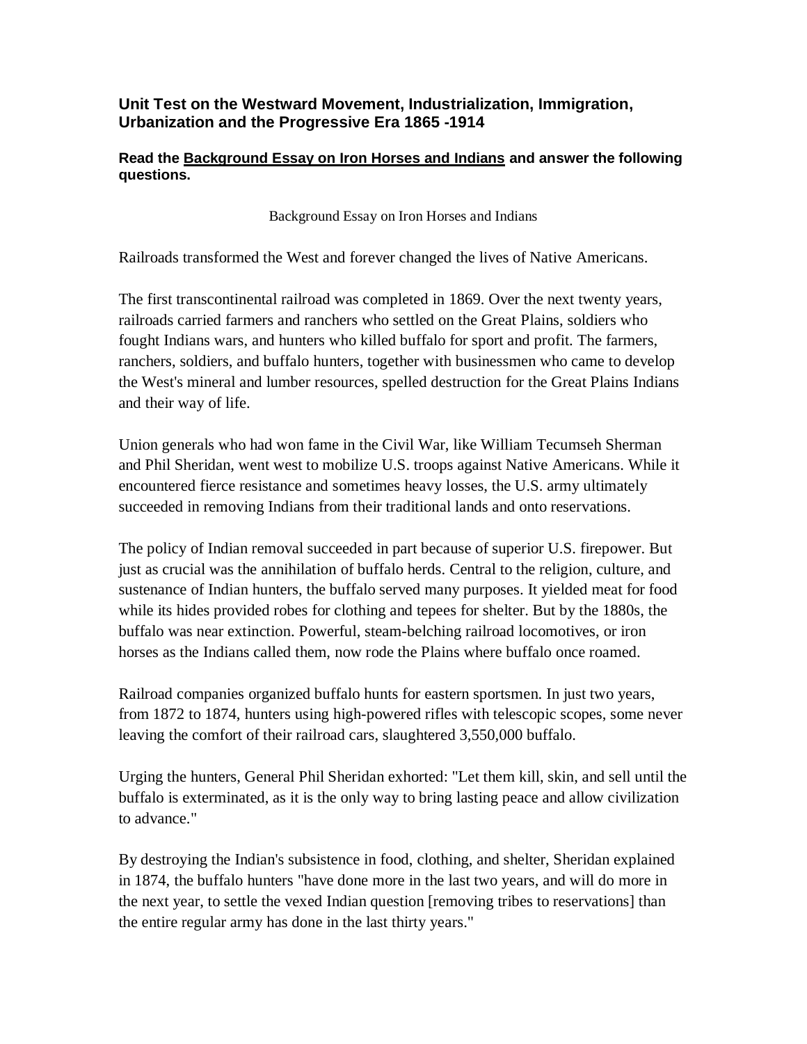### Unit Test on the Westward Movement, Industrialization, Immigration, Urbanization and the Progressive Era 1865 -1914

**Read the <u>Background Essay on Iron Horses and Indians</u> and answer the following questions.**

Background Essay on Iron Horses and Indians

Railroads transformed the West and forever changed the lives of Native Americans.

The first transcontinental railroad was completed in 1869. Over the next twenty years, railroads carried farmers and ranchers who settled on the Great Plains, soldiers who fought Indians wars, and hunters who killed buffalo for sport and profit. The farmers, ranchers, soldiers, and buffalo hunters, together with businessmen who came to develop the West's mineral and lumber resources, spelled destruction for the Great Plains Indians and their way of life.

Union generals who had won fame in the Civil War, like William Tecumseh Sherman and Phil Sheridan, went west to mobilize U.S. troops against Native Americans. While it encountered fierce resistance and sometimes heavy losses, the U.S. army ultimately succeeded in removing Indians from their traditional lands and onto reservations.

The policy of Indian removal succeeded in part because of superior U.S. firepower. But just as crucial was the annihilation of buffalo herds. Central to the religion, culture, and sustenance of Indian hunters, the buffalo served many purposes. It yielded meat for food while its hides provided robes for clothing and tepees for shelter. But by the 1880s, the buffalo was near extinction. Powerful, steam-belching railroad locomotives, or iron horses as the Indians called them, now rode the Plains where buffalo once roamed.

Railroad companies organized buffalo hunts for eastern sportsmen. In just two years, from 1872 to 1874, hunters using high-powered rifles with telescopic scopes, some never leaving the comfort of their railroad cars, slaughtered 3,550,000 buffalo.

Urging the hunters, General Phil Sheridan exhorted: "Let them kill, skin, and sell until the buffalo is exterminated, as it is the only way to bring lasting peace and allow civilization to advance."

By destroying the Indian's subsistence in food, clothing, and shelter, Sheridan explained in 1874, the buffalo hunters "have done more in the last two years, and will do more in the next year, to settle the vexed Indian question [removing tribes to reservations] than the entire regular army has done in the last thirty years."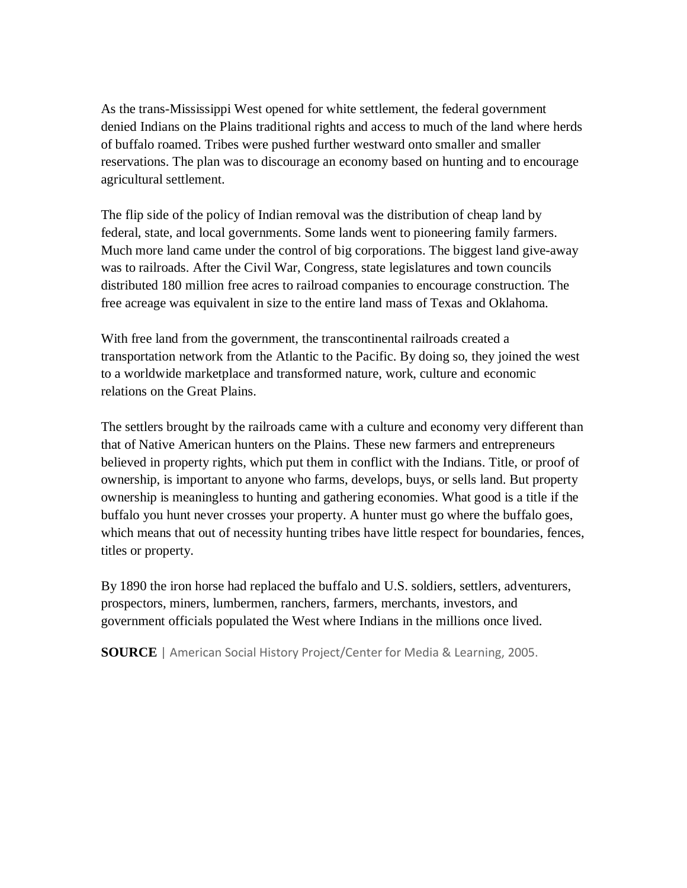As the trans-Mississippi West opened for white settlement, the federal government denied Indians on the Plains traditional rights and access to much of the land where herds of buffalo roamed. Tribes were pushed further westward onto smaller and smaller reservations. The plan was to discourage an economy based on hunting and to encourage agricultural settlement.

The flip side of the policy of Indian removal was the distribution of cheap land by federal, state, and local governments. Some lands went to pioneering family farmers. Much more land came under the control of big corporations. The biggest land give-away was to railroads. After the Civil War, Congress, state legislatures and town councils distributed 180 million free acres to railroad companies to encourage construction. The free acreage was equivalent in size to the entire land mass of Texas and Oklahoma.

With free land from the government, the transcontinental railroads created a transportation network from the Atlantic to the Pacific. By doing so, they joined the west to a worldwide marketplace and transformed nature, work, culture and economic relations on the Great Plains.

The settlers brought by the railroads came with a culture and economy very different than that of Native American hunters on the Plains. These new farmers and entrepreneurs believed in property rights, which put them in conflict with the Indians. Title, or proof of ownership, is important to anyone who farms, develops, buys, or sells land. But property ownership is meaningless to hunting and gathering economies. What good is a title if the buffalo you hunt never crosses your property. A hunter must go where the buffalo goes, which means that out of necessity hunting tribes have little respect for boundaries, fences, titles or property.

By 1890 the iron horse had replaced the buffalo and U.S. soldiers, settlers, adventurers, prospectors, miners, lumbermen, ranchers, farmers, merchants, investors, and government officials populated the West where Indians in the millions once lived.

**SOURCE** | American Social History Project/Center for Media & Learning, 2005.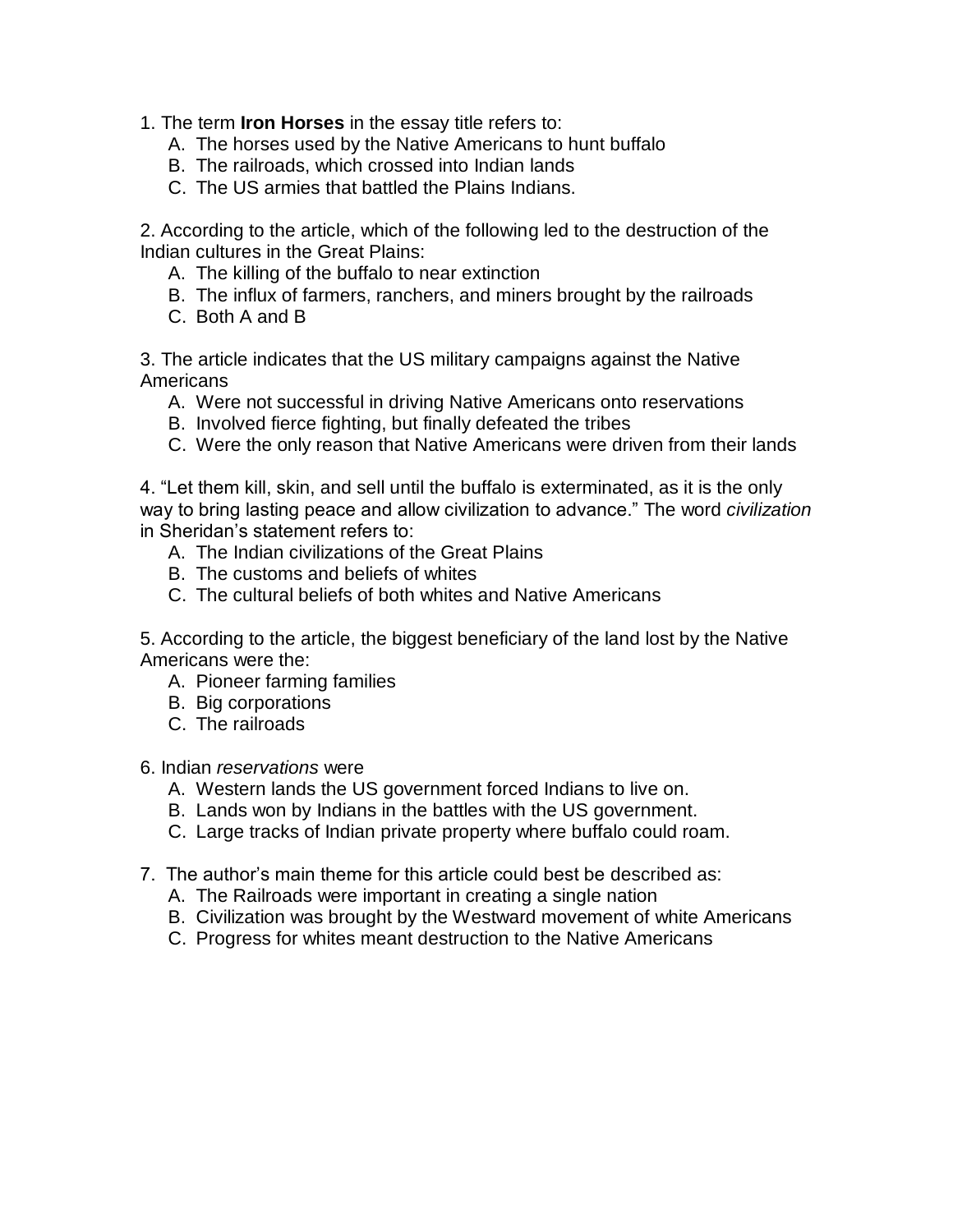1. The term **Iron Horses** in the essay title refers to:
   A. The horses used by the Native Americans to hunt buffalo
   B. The railroads, which crossed into Indian lands
   C. The US armies that battled the Plains Indians.

2. According to the article, which of the following led to the destruction of the Indian cultures in the Great Plains:
   A. The killing of the buffalo to near extinction
   B. The influx of farmers, ranchers, and miners brought by the railroads
   C. Both A and B

3. The article indicates that the US military campaigns against the Native Americans
   A. Were not successful in driving Native Americans onto reservations
   B. Involved fierce fighting, but finally defeated the tribes
   C. Were the only reason that Native Americans were driven from their lands

4. “Let them kill, skin, and sell until the buffalo is exterminated, as it is the only way to bring lasting peace and allow civilization to advance.” The word *civilization* in Sheridan’s statement refers to:
   A. The Indian civilizations of the Great Plains
   B. The customs and beliefs of whites
   C. The cultural beliefs of both whites and Native Americans

5. According to the article, the biggest beneficiary of the land lost by the Native Americans were the:
   A. Pioneer farming families
   B. Big corporations
   C. The railroads

6. Indian *reservations* were
   A. Western lands the US government forced Indians to live on.
   B. Lands won by Indians in the battles with the US government.
   C. Large tracks of Indian private property where buffalo could roam.

7. The author’s main theme for this article could best be described as:
   A. The Railroads were important in creating a single nation
   B. Civilization was brought by the Westward movement of white Americans
   C. Progress for whites meant destruction to the Native Americans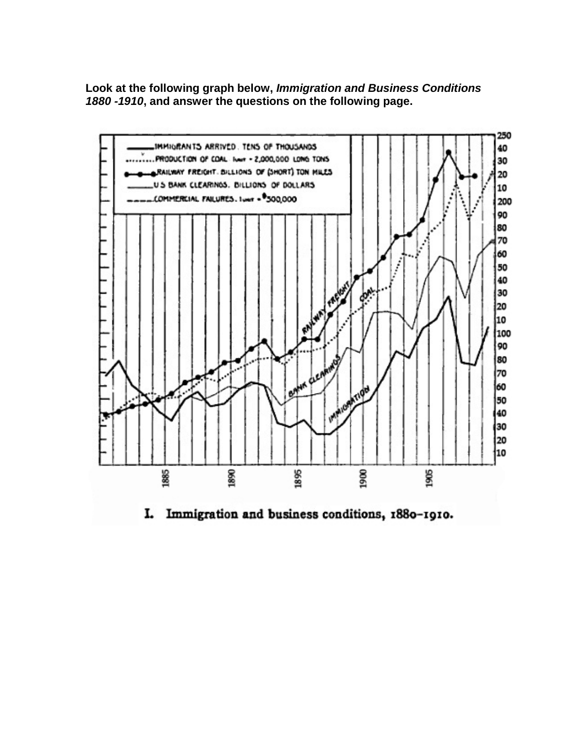**Look at the following graph below, *Immigration and Business Conditions 1880 -1910*, and answer the questions on the following page.**

I. Immigration and business conditions, 1880–1910.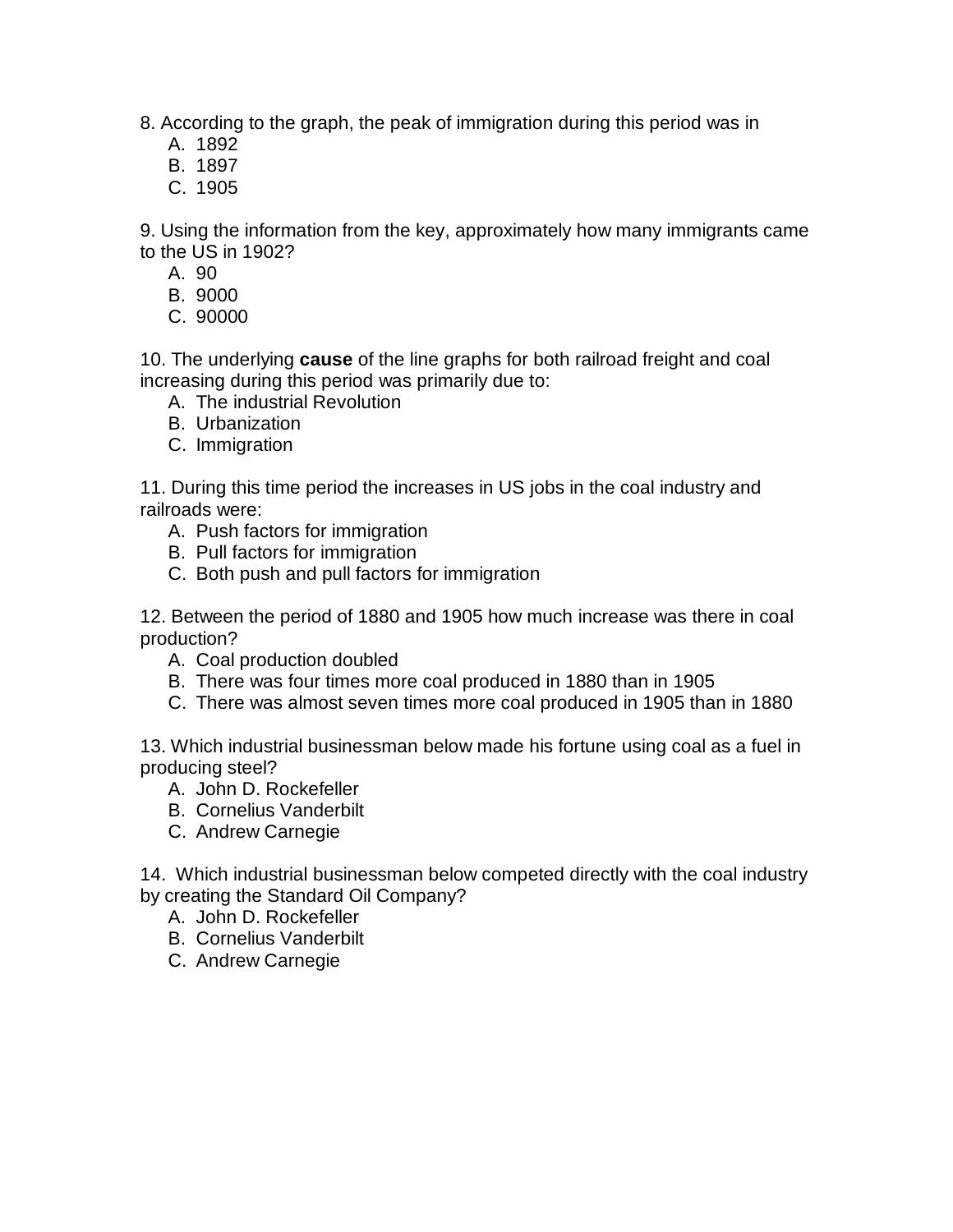8. According to the graph, the peak of immigration during this period was in

A. 1892
B. 1897
C. 1905

9. Using the information from the key, approximately how many immigrants came to the US in 1902?

A. 90
B. 9000
C. 90000

10. The underlying **cause** of the line graphs for both railroad freight and coal increasing during this period was primarily due to:

A. The industrial Revolution
B. Urbanization
C. Immigration

11. During this time period the increases in US jobs in the coal industry and railroads were:

A. Push factors for immigration
B. Pull factors for immigration
C. Both push and pull factors for immigration

12. Between the period of 1880 and 1905 how much increase was there in coal production?

A. Coal production doubled
B. There was four times more coal produced in 1880 than in 1905
C. There was almost seven times more coal produced in 1905 than in 1880

13. Which industrial businessman below made his fortune using coal as a fuel in producing steel?

A. John D. Rockefeller
B. Cornelius Vanderbilt
C. Andrew Carnegie

14. Which industrial businessman below competed directly with the coal industry by creating the Standard Oil Company?

A. John D. Rockefeller
B. Cornelius Vanderbilt
C. Andrew Carnegie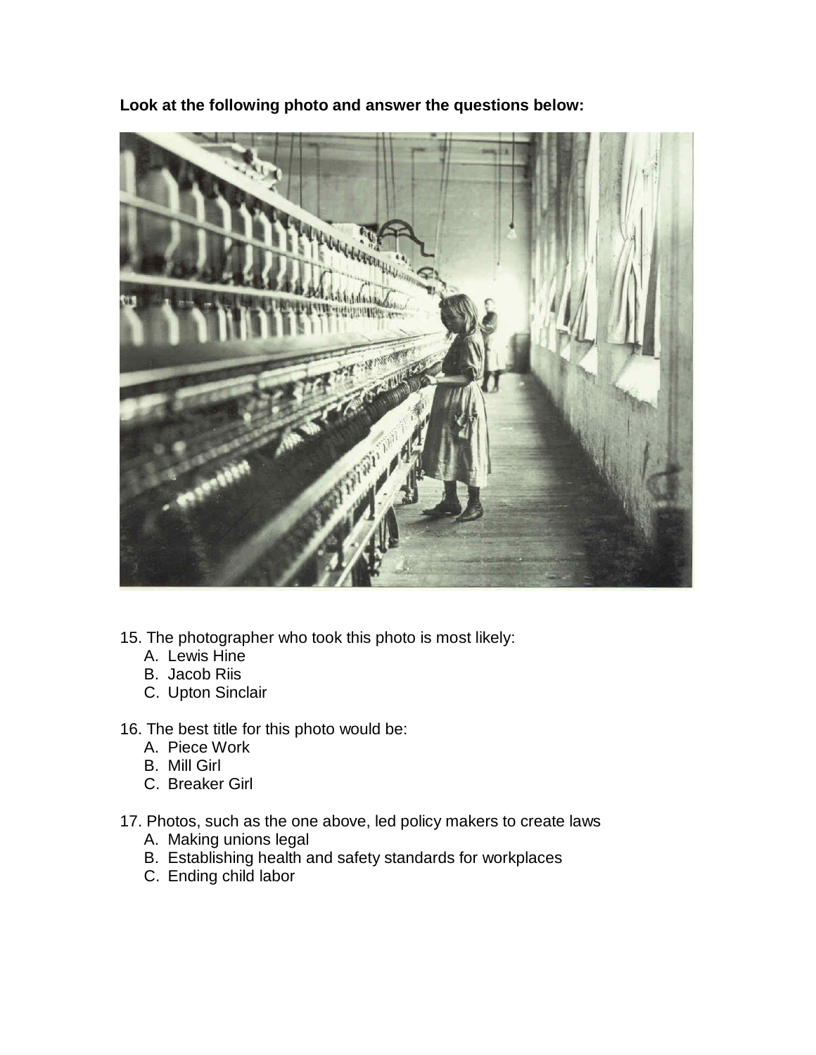**Look at the following photo and answer the questions below:**

15. The photographer who took this photo is most likely:
    A. Lewis Hine
    B. Jacob Riis
    C. Upton Sinclair

16. The best title for this photo would be:
    A. Piece Work
    B. Mill Girl
    C. Breaker Girl

17. Photos, such as the one above, led policy makers to create laws
    A. Making unions legal
    B. Establishing health and safety standards for workplaces
    C. Ending child labor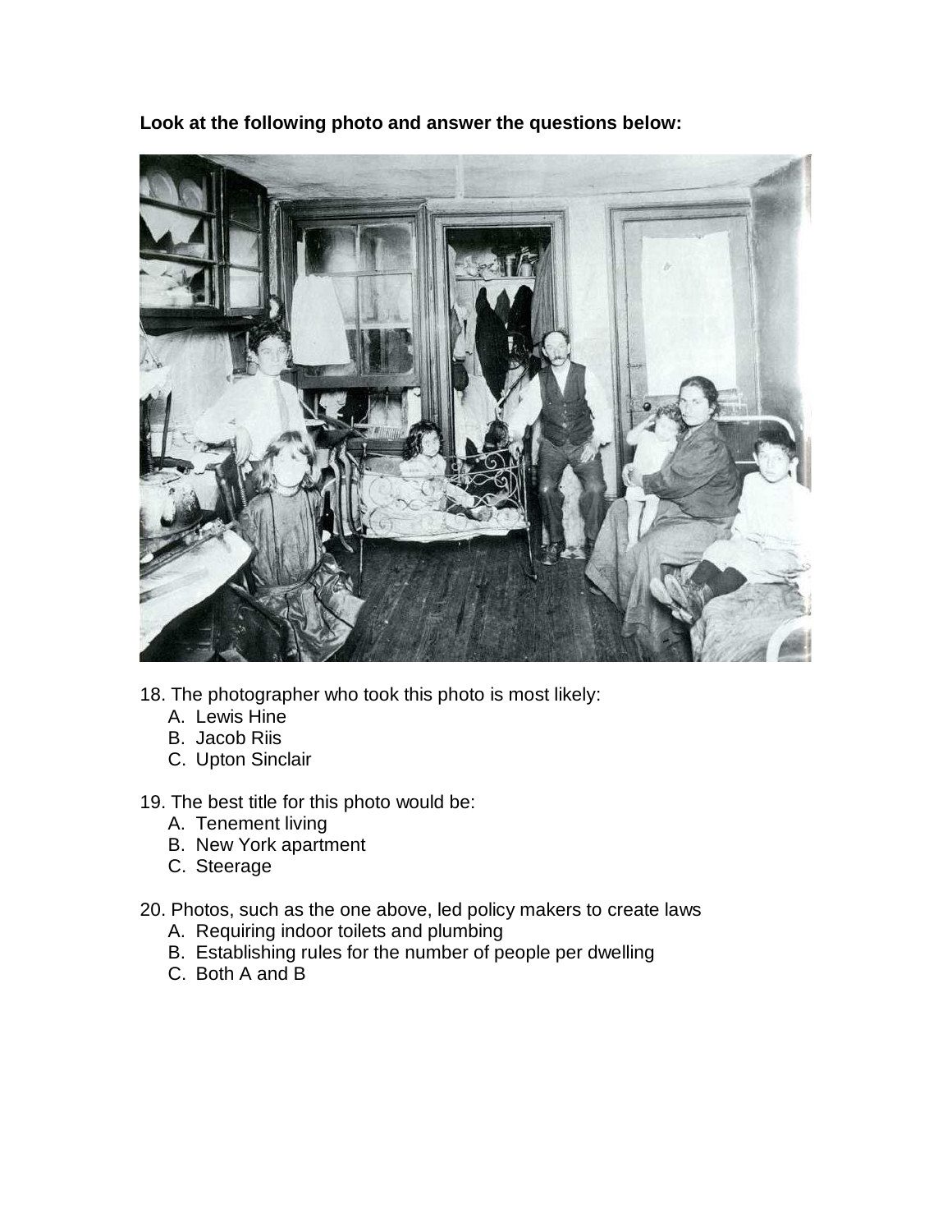**Look at the following photo and answer the questions below:**

18. The photographer who took this photo is most likely:
    A. Lewis Hine
    B. Jacob Riis
    C. Upton Sinclair

19. The best title for this photo would be:
    A. Tenement living
    B. New York apartment
    C. Steerage

20. Photos, such as the one above, led policy makers to create laws
    A. Requiring indoor toilets and plumbing
    B. Establishing rules for the number of people per dwelling
    C. Both A and B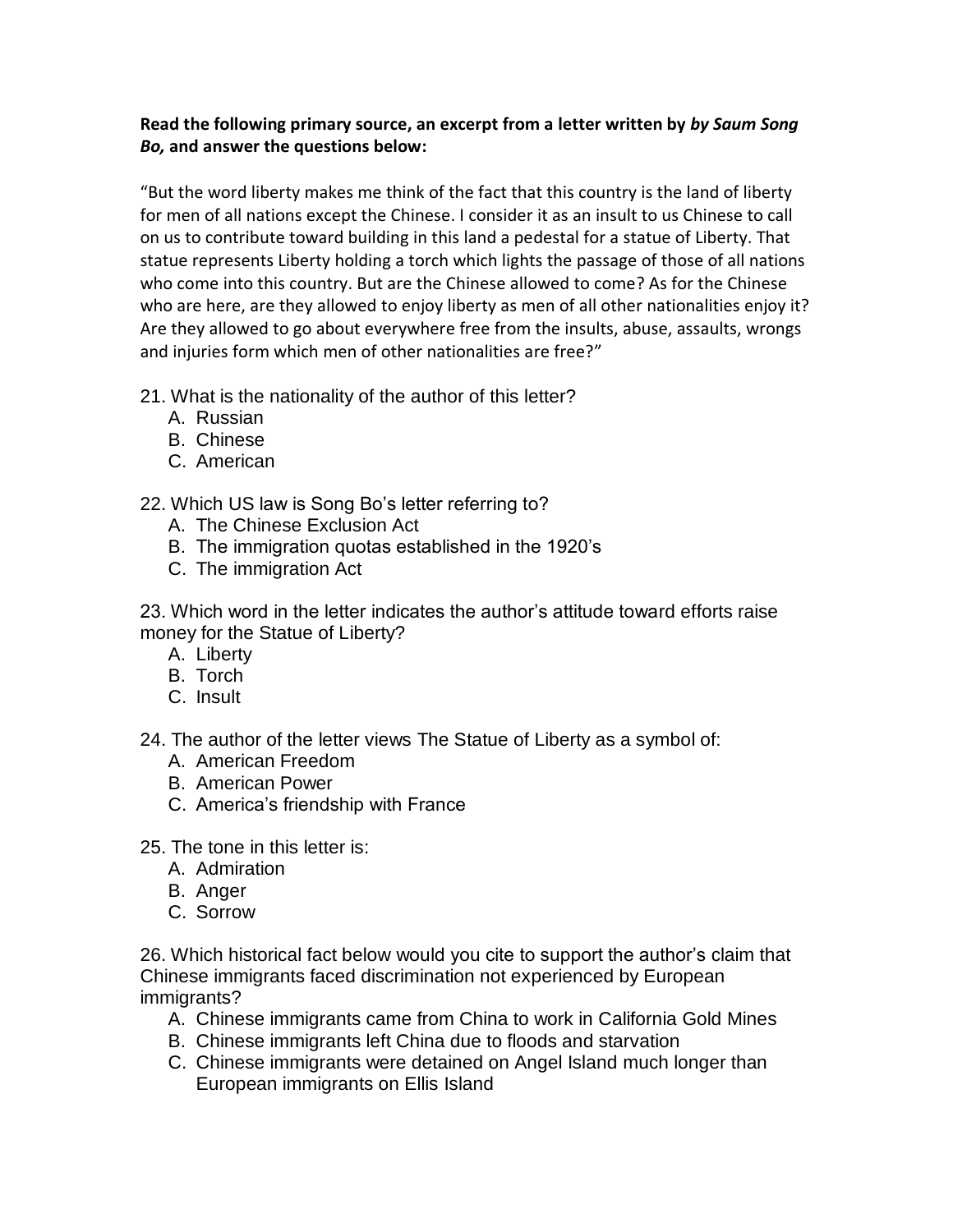**Read the following primary source, an excerpt from a letter written by *by Saum Song Bo,* and answer the questions below:**

"But the word liberty makes me think of the fact that this country is the land of liberty for men of all nations except the Chinese. I consider it as an insult to us Chinese to call on us to contribute toward building in this land a pedestal for a statue of Liberty. That statue represents Liberty holding a torch which lights the passage of those of all nations who come into this country. But are the Chinese allowed to come? As for the Chinese who are here, are they allowed to enjoy liberty as men of all other nationalities enjoy it? Are they allowed to go about everywhere free from the insults, abuse, assaults, wrongs and injuries form which men of other nationalities are free?"

21. What is the nationality of the author of this letter?
    A. Russian
    B. Chinese
    C. American

22. Which US law is Song Bo's letter referring to?
    A. The Chinese Exclusion Act
    B. The immigration quotas established in the 1920's
    C. The immigration Act

23. Which word in the letter indicates the author's attitude toward efforts raise money for the Statue of Liberty?
    A. Liberty
    B. Torch
    C. Insult

24. The author of the letter views The Statue of Liberty as a symbol of:
    A. American Freedom
    B. American Power
    C. America's friendship with France

25. The tone in this letter is:
    A. Admiration
    B. Anger
    C. Sorrow

26. Which historical fact below would you cite to support the author's claim that Chinese immigrants faced discrimination not experienced by European immigrants?
    A. Chinese immigrants came from China to work in California Gold Mines
    B. Chinese immigrants left China due to floods and starvation
    C. Chinese immigrants were detained on Angel Island much longer than European immigrants on Ellis Island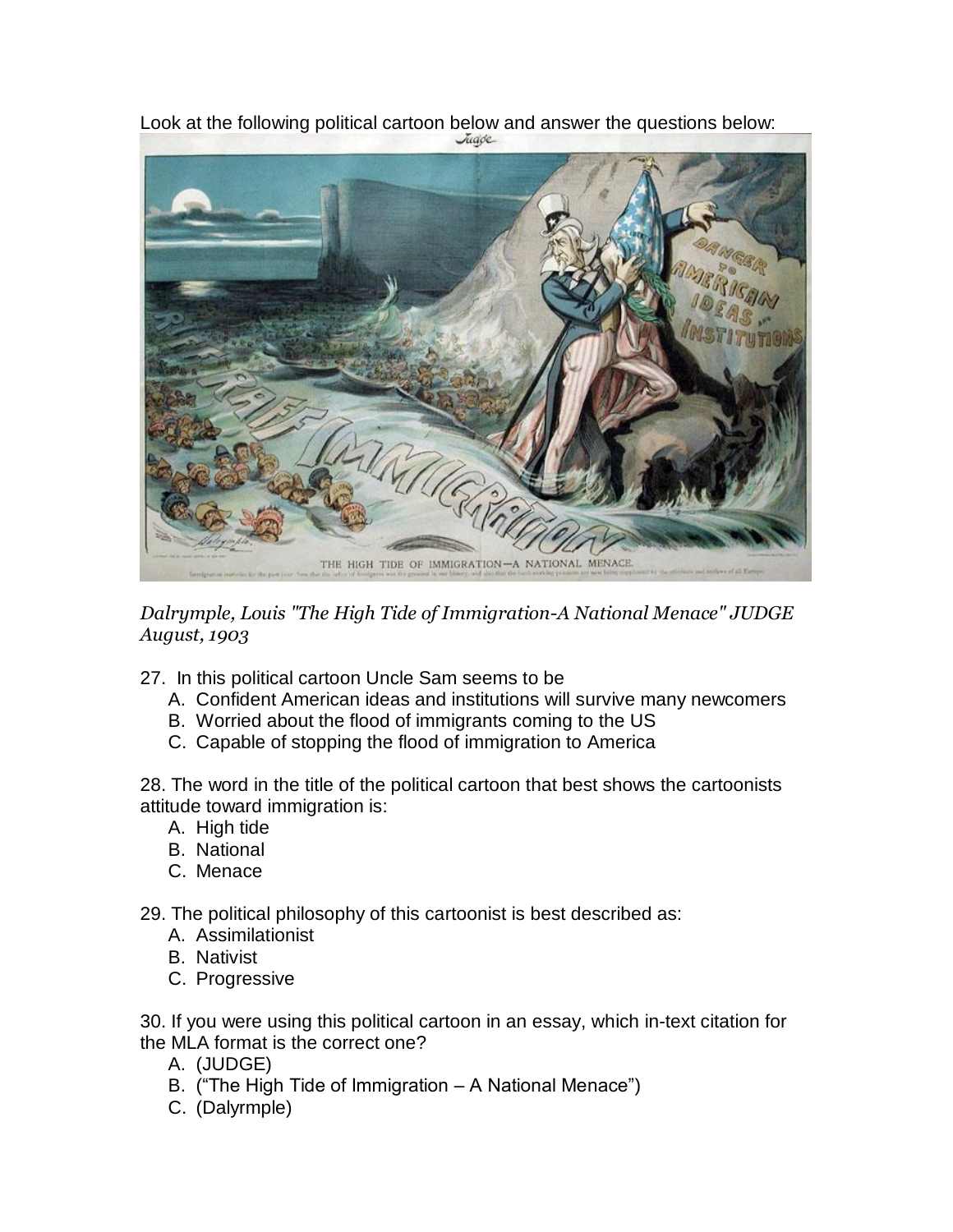Look at the following political cartoon below and answer the questions below:

*Dalrymple, Louis "The High Tide of Immigration-A National Menace" JUDGE August, 1903*

27. In this political cartoon Uncle Sam seems to be
    A. Confident American ideas and institutions will survive many newcomers
    B. Worried about the flood of immigrants coming to the US
    C. Capable of stopping the flood of immigration to America

28. The word in the title of the political cartoon that best shows the cartoonists attitude toward immigration is:
    A. High tide
    B. National
    C. Menace

29. The political philosophy of this cartoonist is best described as:
    A. Assimilationist
    B. Nativist
    C. Progressive

30. If you were using this political cartoon in an essay, which in-text citation for the MLA format is the correct one?
    A. (JUDGE)
    B. ("The High Tide of Immigration – A National Menace")
    C. (Dalyrmple)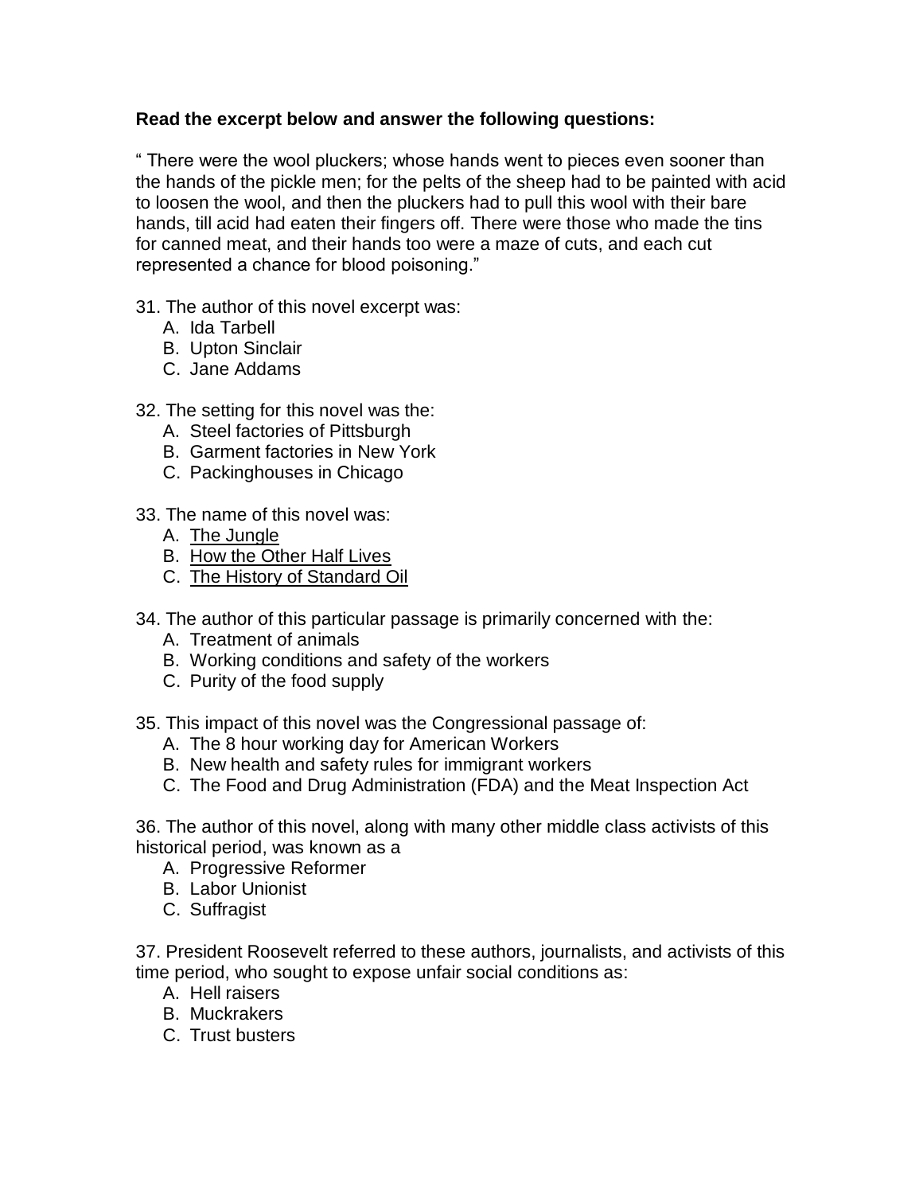**Read the excerpt below and answer the following questions:**

" There were the wool pluckers; whose hands went to pieces even sooner than the hands of the pickle men; for the pelts of the sheep had to be painted with acid to loosen the wool, and then the pluckers had to pull this wool with their bare hands, till acid had eaten their fingers off. There were those who made the tins for canned meat, and their hands too were a maze of cuts, and each cut represented a chance for blood poisoning."

31. The author of this novel excerpt was:
    A. Ida Tarbell
    B. Upton Sinclair
    C. Jane Addams

32. The setting for this novel was the:
    A. Steel factories of Pittsburgh
    B. Garment factories in New York
    C. Packinghouses in Chicago

33. The name of this novel was:
    A. <u>The Jungle</u>
    B. <u>How the Other Half Lives</u>
    C. <u>The History of Standard Oil</u>

34. The author of this particular passage is primarily concerned with the:
    A. Treatment of animals
    B. Working conditions and safety of the workers
    C. Purity of the food supply

35. This impact of this novel was the Congressional passage of:
    A. The 8 hour working day for American Workers
    B. New health and safety rules for immigrant workers
    C. The Food and Drug Administration (FDA) and the Meat Inspection Act

36. The author of this novel, along with many other middle class activists of this historical period, was known as a
    A. Progressive Reformer
    B. Labor Unionist
    C. Suffragist

37. President Roosevelt referred to these authors, journalists, and activists of this time period, who sought to expose unfair social conditions as:
    A. Hell raisers
    B. Muckrakers
    C. Trust busters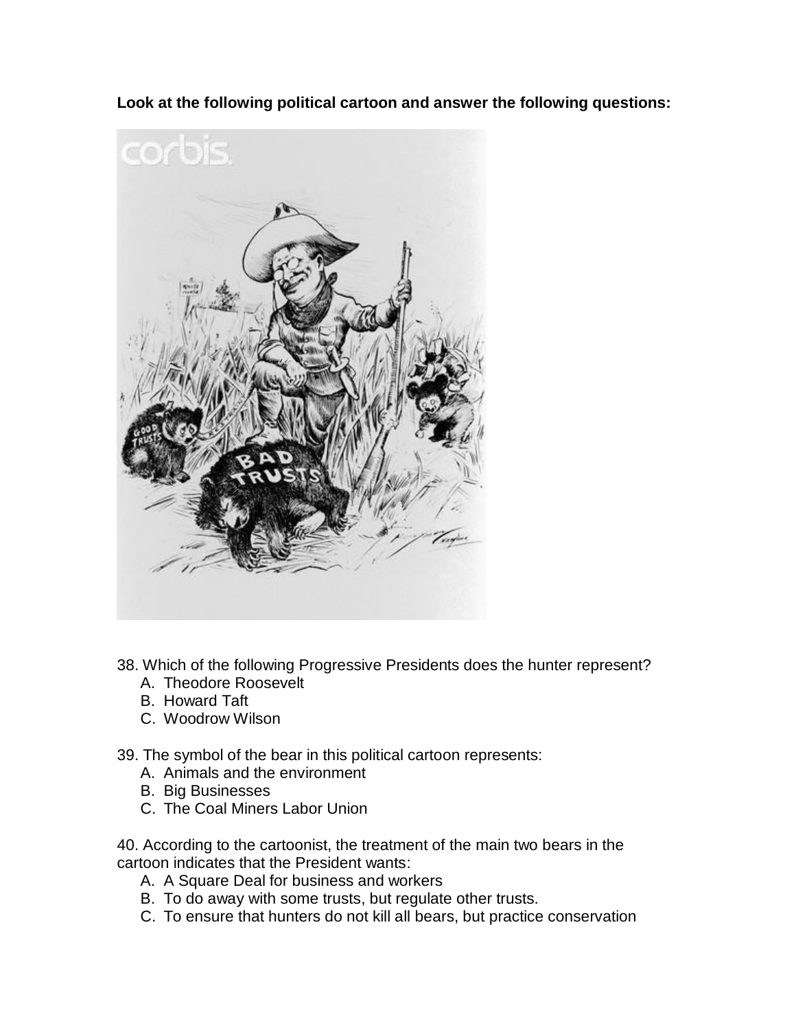**Look at the following political cartoon and answer the following questions:**

38. Which of the following Progressive Presidents does the hunter represent?
    A. Theodore Roosevelt
    B. Howard Taft
    C. Woodrow Wilson

39. The symbol of the bear in this political cartoon represents:
    A. Animals and the environment
    B. Big Businesses
    C. The Coal Miners Labor Union

40. According to the cartoonist, the treatment of the main two bears in the cartoon indicates that the President wants:
    A. A Square Deal for business and workers
    B. To do away with some trusts, but regulate other trusts.
    C. To ensure that hunters do not kill all bears, but practice conservation